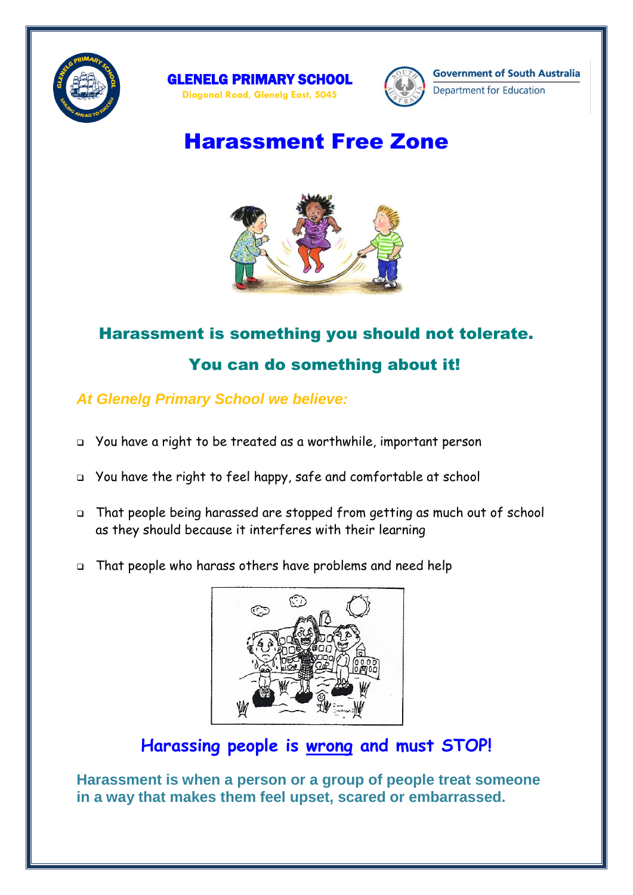**GLENELG PRIMARY SCHOOL**
Diagonal Road, Glenelg East, 5045

Government of South Australia
Department for Education

# Harassment Free Zone

## Harassment is something you should not tolerate.

## You can do something about it!

***At Glenelg Primary School we believe:***

- You have a right to be treated as a worthwhile, important person
- You have the right to feel happy, safe and comfortable at school
- That people being harassed are stopped from getting as much out of school as they should because it interferes with their learning
- That people who harass others have problems and need help

## Harassing people is <u>wrong</u> and must STOP!

**Harassment is when a person or a group of people treat someone in a way that makes them feel upset, scared or embarrassed.**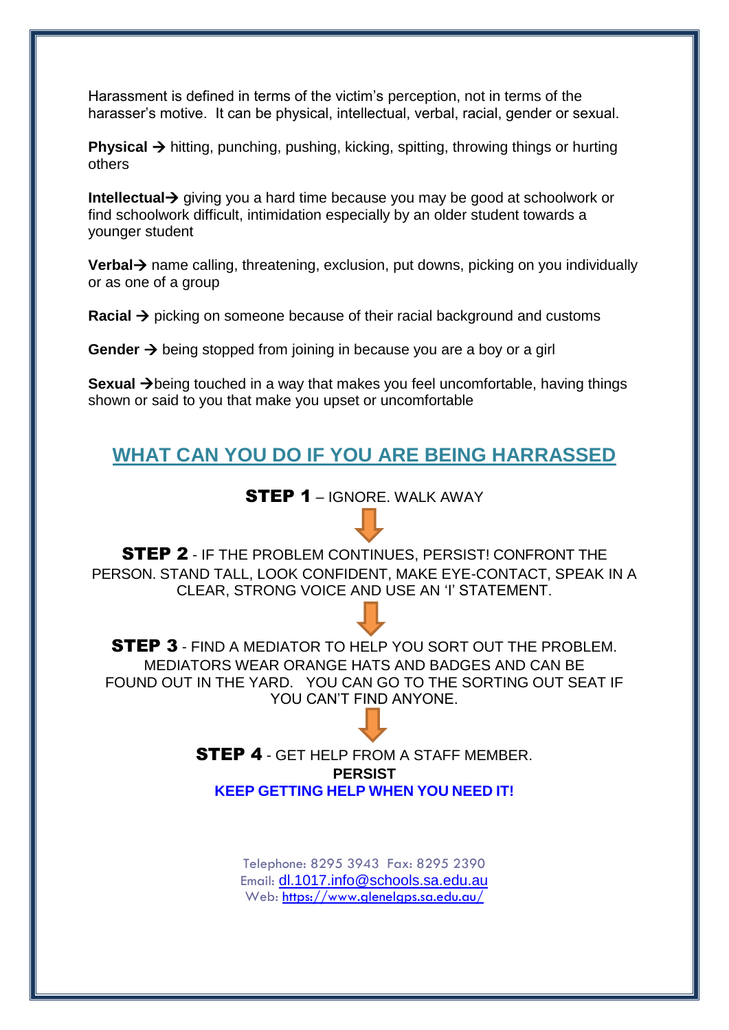Harassment is defined in terms of the victim's perception, not in terms of the harasser's motive. It can be physical, intellectual, verbal, racial, gender or sexual.

**Physical** → hitting, punching, pushing, kicking, spitting, throwing things or hurting others

**Intellectual**→ giving you a hard time because you may be good at schoolwork or find schoolwork difficult, intimidation especially by an older student towards a younger student

**Verbal**→ name calling, threatening, exclusion, put downs, picking on you individually or as one of a group

**Racial** → picking on someone because of their racial background and customs

**Gender** → being stopped from joining in because you are a boy or a girl

**Sexual** →being touched in a way that makes you feel uncomfortable, having things shown or said to you that make you upset or uncomfortable

## WHAT CAN YOU DO IF YOU ARE BEING HARRASSED

**STEP 1** – IGNORE. WALK AWAY

↓

**STEP 2** - IF THE PROBLEM CONTINUES, PERSIST! CONFRONT THE PERSON. STAND TALL, LOOK CONFIDENT, MAKE EYE-CONTACT, SPEAK IN A CLEAR, STRONG VOICE AND USE AN 'I' STATEMENT.

↓

**STEP 3** - FIND A MEDIATOR TO HELP YOU SORT OUT THE PROBLEM. MEDIATORS WEAR ORANGE HATS AND BADGES AND CAN BE FOUND OUT IN THE YARD. YOU CAN GO TO THE SORTING OUT SEAT IF YOU CAN'T FIND ANYONE.

↓

**STEP 4** - GET HELP FROM A STAFF MEMBER.

**PERSIST**

**KEEP GETTING HELP WHEN YOU NEED IT!**

Telephone: 8295 3943 Fax: 8295 2390
Email: dl.1017.info@schools.sa.edu.au
Web: https://www.glenelgps.sa.edu.au/